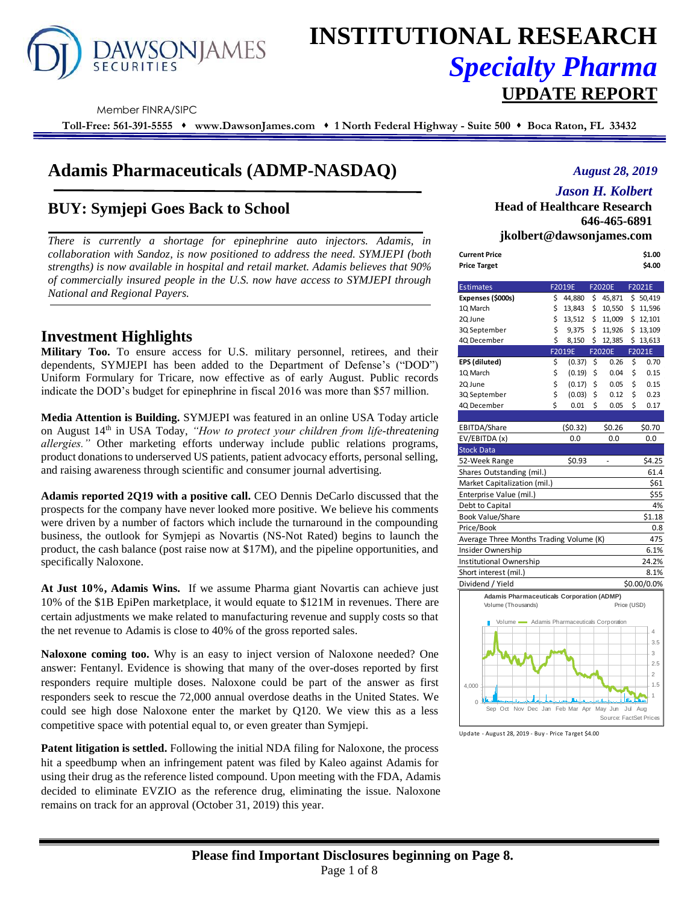# INSTITUTIONAL RESEARCH
## *Specialty Pharma*
## UPDATE REPORT

Member FINRA/SIPC

**Toll-Free: 561-391-5555 ♦ www.DawsonJames.com ♦ 1 North Federal Highway - Suite 500 ♦ Boca Raton, FL 33432**

# Adamis Pharmaceuticals (ADMP-NASDAQ)

*August 28, 2019*

***Jason H. Kolbert***
**Head of Healthcare Research**
**646-465-6891**
**jkolbert@dawsonjames.com**

## BUY: Symjepi Goes Back to School

*There is currently a shortage for epinephrine auto injectors. Adamis, in collaboration with Sandoz, is now positioned to address the need. SYMJEPI (both strengths) is now available in hospital and retail market. Adamis believes that 90% of commercially insured people in the U.S. now have access to SYMJEPI through National and Regional Payers.*

| | |
|---|---|
| **Current Price** | **$1.00** |
| **Price Target** | **$4.00** |

| Estimates | F2019E | F2020E | F2021E |
|---|---|---|---|
| **Expenses ($000s)** | $ 44,880 | $ 45,871 | $ 50,419 |
| 1Q March | $ 13,843 | $ 10,550 | $ 11,596 |
| 2Q June | $ 13,512 | $ 11,009 | $ 12,101 |
| 3Q September | $ 9,375 | $ 11,926 | $ 13,109 |
| 4Q December | $ 8,150 | $ 12,385 | $ 13,613 |
| | **F2019E** | **F2020E** | **F2021E** |
| **EPS (diluted)** | $ (0.37) | $ 0.26 | $ 0.70 |
| 1Q March | $ (0.19) | $ 0.04 | $ 0.15 |
| 2Q June | $ (0.17) | $ 0.05 | $ 0.15 |
| 3Q September | $ (0.03) | $ 0.12 | $ 0.23 |
| 4Q December | $ 0.01 | $ 0.05 | $ 0.17 |
| | | | |
| EBITDA/Share | ($0.32) | $0.26 | $0.70 |
| EV/EBITDA (x) | 0.0 | 0.0 | 0.0 |

| Stock Data | | | |
|---|---|---|---|
| 52-Week Range | $0.93 | - | $4.25 |
| Shares Outstanding (mil.) | | | 61.4 |
| Market Capitalization (mil.) | | | $61 |
| Enterprise Value (mil.) | | | $55 |
| Debt to Capital | | | 4% |
| Book Value/Share | | | $1.18 |
| Price/Book | | | 0.8 |
| Average Three Months Trading Volume (K) | | | 475 |
| Insider Ownership | | | 6.1% |
| Institutional Ownership | | | 24.2% |
| Short interest (mil.) | | | 8.1% |
| Dividend / Yield | | | $0.00/0.0% |

Update - August 28, 2019 - Buy - Price Target $4.00

## Investment Highlights

**Military Too.** To ensure access for U.S. military personnel, retirees, and their dependents, SYMJEPI has been added to the Department of Defense's ("DOD") Uniform Formulary for Tricare, now effective as of early August. Public records indicate the DOD's budget for epinephrine in fiscal 2016 was more than $57 million.

**Media Attention is Building.** SYMJEPI was featured in an online USA Today article on August 14th in USA Today, *"How to protect your children from life-threatening allergies."* Other marketing efforts underway include public relations programs, product donations to underserved US patients, patient advocacy efforts, personal selling, and raising awareness through scientific and consumer journal advertising.

**Adamis reported 2Q19 with a positive call.** CEO Dennis DeCarlo discussed that the prospects for the company have never looked more positive. We believe his comments were driven by a number of factors which include the turnaround in the compounding business, the outlook for Symjepi as Novartis (NS-Not Rated) begins to launch the product, the cash balance (post raise now at $17M), and the pipeline opportunities, and specifically Naloxone.

**At Just 10%, Adamis Wins.** If we assume Pharma giant Novartis can achieve just 10% of the $1B EpiPen marketplace, it would equate to $121M in revenues. There are certain adjustments we make related to manufacturing revenue and supply costs so that the net revenue to Adamis is close to 40% of the gross reported sales.

**Naloxone coming too.** Why is an easy to inject version of Naloxone needed? One answer: Fentanyl. Evidence is showing that many of the over-doses reported by first responders require multiple doses. Naloxone could be part of the answer as first responders seek to rescue the 72,000 annual overdose deaths in the United States. We could see high dose Naloxone enter the market by Q120. We view this as a less competitive space with potential equal to, or even greater than Symjepi.

**Patent litigation is settled.** Following the initial NDA filing for Naloxone, the process hit a speedbump when an infringement patent was filed by Kaleo against Adamis for using their drug as the reference listed compound. Upon meeting with the FDA, Adamis decided to eliminate EVZIO as the reference drug, eliminating the issue. Naloxone remains on track for an approval (October 31, 2019) this year.

**Please find Important Disclosures beginning on Page 8.**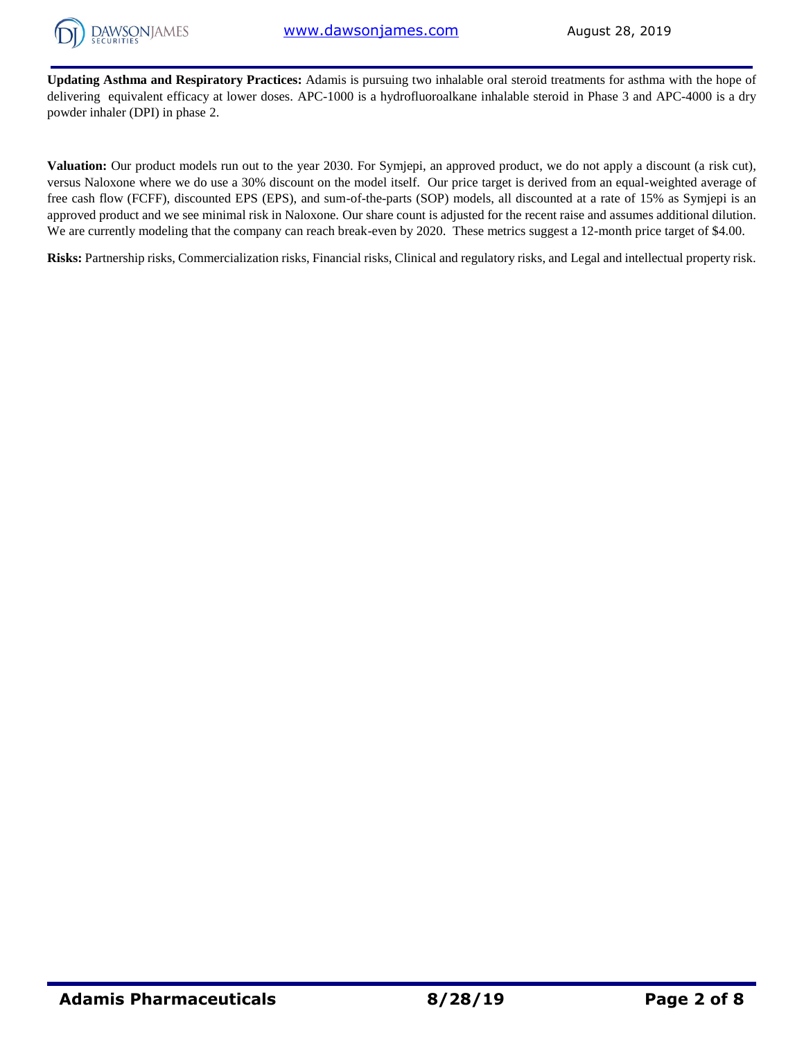**Updating Asthma and Respiratory Practices:** Adamis is pursuing two inhalable oral steroid treatments for asthma with the hope of delivering equivalent efficacy at lower doses. APC-1000 is a hydrofluoroalkane inhalable steroid in Phase 3 and APC-4000 is a dry powder inhaler (DPI) in phase 2.

**Valuation:** Our product models run out to the year 2030. For Symjepi, an approved product, we do not apply a discount (a risk cut), versus Naloxone where we do use a 30% discount on the model itself. Our price target is derived from an equal-weighted average of free cash flow (FCFF), discounted EPS (EPS), and sum-of-the-parts (SOP) models, all discounted at a rate of 15% as Symjepi is an approved product and we see minimal risk in Naloxone. Our share count is adjusted for the recent raise and assumes additional dilution. We are currently modeling that the company can reach break-even by 2020. These metrics suggest a 12-month price target of $4.00.

**Risks:** Partnership risks, Commercialization risks, Financial risks, Clinical and regulatory risks, and Legal and intellectual property risk.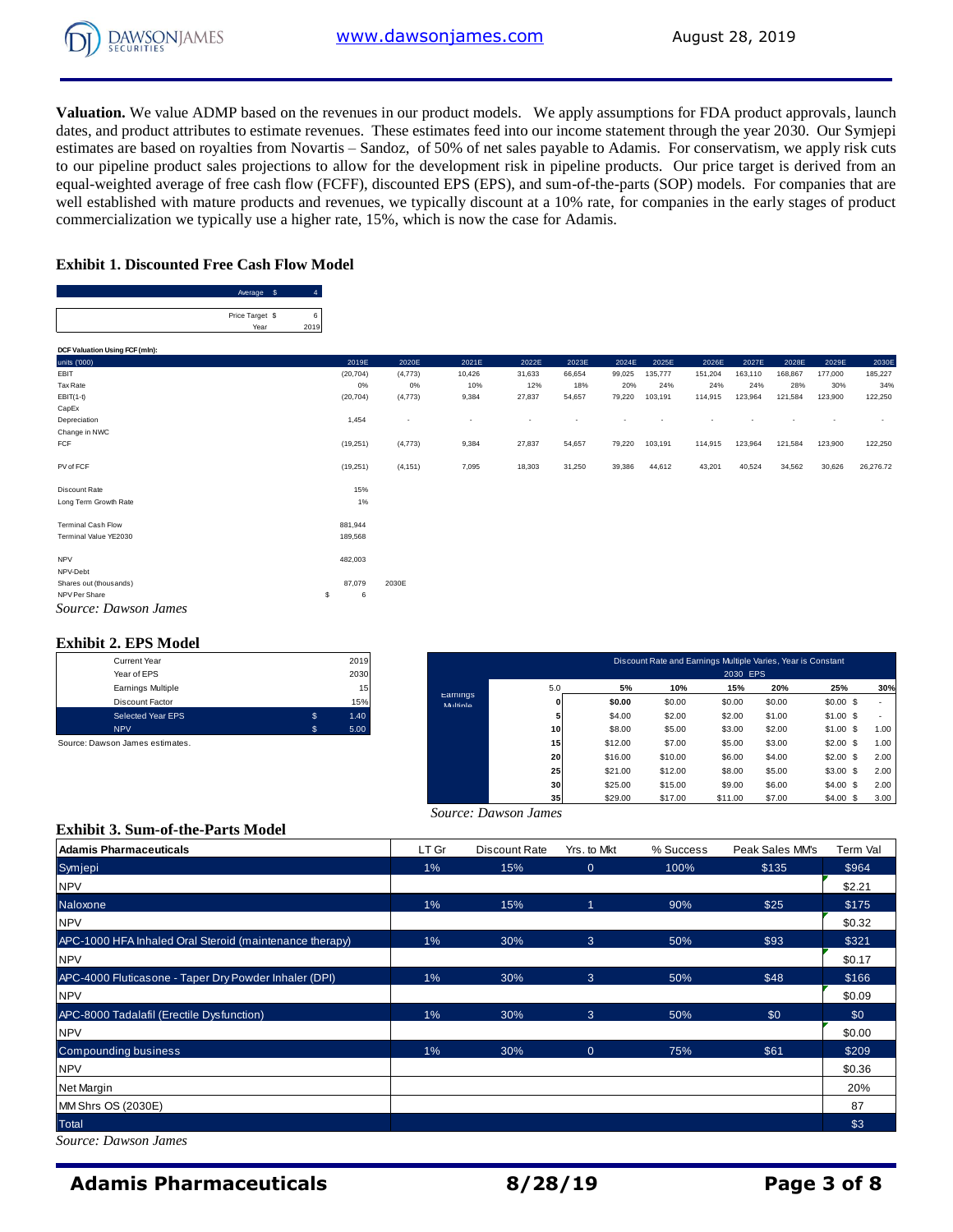**Valuation.** We value ADMP based on the revenues in our product models. We apply assumptions for FDA product approvals, launch dates, and product attributes to estimate revenues. These estimates feed into our income statement through the year 2030. Our Symjepi estimates are based on royalties from Novartis – Sandoz, of 50% of net sales payable to Adamis. For conservatism, we apply risk cuts to our pipeline product sales projections to allow for the development risk in pipeline products. Our price target is derived from an equal-weighted average of free cash flow (FCFF), discounted EPS (EPS), and sum-of-the-parts (SOP) models. For companies that are well established with mature products and revenues, we typically discount at a 10% rate, for companies in the early stages of product commercialization we typically use a higher rate, 15%, which is now the case for Adamis.

### Exhibit 1. Discounted Free Cash Flow Model

| | | |
|---|---|---|
| Average | $ | 4 |

| | | |
|---|---|---|
| Price Target | $ | 6 |
| Year | | 2019 |

**DCF Valuation Using FCF (mln):**

| units ('000) | 2019E | 2020E | 2021E | 2022E | 2023E | 2024E | 2025E | 2026E | 2027E | 2028E | 2029E | 2030E |
|---|---|---|---|---|---|---|---|---|---|---|---|---|
| EBIT | (20,704) | (4,773) | 10,426 | 31,633 | 66,654 | 99,025 | 135,777 | 151,204 | 163,110 | 168,867 | 177,000 | 185,227 |
| Tax Rate | 0% | 0% | 10% | 12% | 18% | 20% | 24% | 24% | 24% | 28% | 30% | 34% |
| EBIT(1-t) | (20,704) | (4,773) | 9,384 | 27,837 | 54,657 | 79,220 | 103,191 | 114,915 | 123,964 | 121,584 | 123,900 | 122,250 |
| CapEx | | | | | | | | | | | | |
| Depreciation | 1,454 | - | - | - | - | - | - | - | - | - | - | - |
| Change in NWC | | | | | | | | | | | | |
| FCF | (19,251) | (4,773) | 9,384 | 27,837 | 54,657 | 79,220 | 103,191 | 114,915 | 123,964 | 121,584 | 123,900 | 122,250 |
| | | | | | | | | | | | | |
| PV of FCF | (19,251) | (4,151) | 7,095 | 18,303 | 31,250 | 39,386 | 44,612 | 43,201 | 40,524 | 34,562 | 30,626 | 26,276.72 |
| | | | | | | | | | | | | |
| Discount Rate | 15% | | | | | | | | | | | |
| Long Term Growth Rate | 1% | | | | | | | | | | | |
| | | | | | | | | | | | | |
| Terminal Cash Flow | 881,944 | | | | | | | | | | | |
| Terminal Value YE2030 | 189,568 | | | | | | | | | | | |
| | | | | | | | | | | | | |
| NPV | 482,003 | | | | | | | | | | | |
| NPV-Debt | | | | | | | | | | | | |
| Shares out (thousands) | 87,079 | 2030E | | | | | | | | | | |
| NPV Per Share | $ 6 | | | | | | | | | | | |

*Source: Dawson James*

### Exhibit 2. EPS Model

| | | |
|---|---|---|
| Current Year | | 2019 |
| Year of EPS | | 2030 |
| Earnings Multiple | | 15 |
| Discount Factor | | 15% |
| Selected Year EPS | $ | 1.40 |
| NPV | $ | 5.00 |

Source: Dawson James estimates.

Discount Rate and Earnings Multiple Varies, Year is Constant

2030 EPS

| Earnings Multiple | 5.0 | 5% | 10% | 15% | 20% | 25% | 30% |
|---|---|---|---|---|---|---|---|
| | 0 | $0.00 | $0.00 | $0.00 | $0.00 | $0.00 $ | - |
| | 5 | $4.00 | $2.00 | $2.00 | $1.00 | $1.00 $ | - |
| | 10 | $8.00 | $5.00 | $3.00 | $2.00 | $1.00 $ | 1.00 |
| | 15 | $12.00 | $7.00 | $5.00 | $3.00 | $2.00 $ | 1.00 |
| | 20 | $16.00 | $10.00 | $6.00 | $4.00 | $2.00 $ | 2.00 |
| | 25 | $21.00 | $12.00 | $8.00 | $5.00 | $3.00 $ | 2.00 |
| | 30 | $25.00 | $15.00 | $9.00 | $6.00 | $4.00 $ | 2.00 |
| | 35 | $29.00 | $17.00 | $11.00 | $7.00 | $4.00 $ | 3.00 |

*Source: Dawson James*

### Exhibit 3. Sum-of-the-Parts Model

| Adamis Pharmaceuticals | LT Gr | Discount Rate | Yrs. to Mkt | % Success | Peak Sales MM's | Term Val |
|---|---|---|---|---|---|---|
| Symjepi | 1% | 15% | 0 | 100% | $135 | $964 |
| NPV | | | | | | $2.21 |
| Naloxone | 1% | 15% | 1 | 90% | $25 | $175 |
| NPV | | | | | | $0.32 |
| APC-1000 HFA Inhaled Oral Steroid (maintenance therapy) | 1% | 30% | 3 | 50% | $93 | $321 |
| NPV | | | | | | $0.17 |
| APC-4000 Fluticasone - Taper Dry Powder Inhaler (DPI) | 1% | 30% | 3 | 50% | $48 | $166 |
| NPV | | | | | | $0.09 |
| APC-8000 Tadalafil (Erectile Dysfunction) | 1% | 30% | 3 | 50% | $0 | $0 |
| NPV | | | | | | $0.00 |
| Compounding business | 1% | 30% | 0 | 75% | $61 | $209 |
| NPV | | | | | | $0.36 |
| Net Margin | | | | | | 20% |
| MM Shrs OS (2030E) | | | | | | 87 |
| Total | | | | | | $3 |

*Source: Dawson James*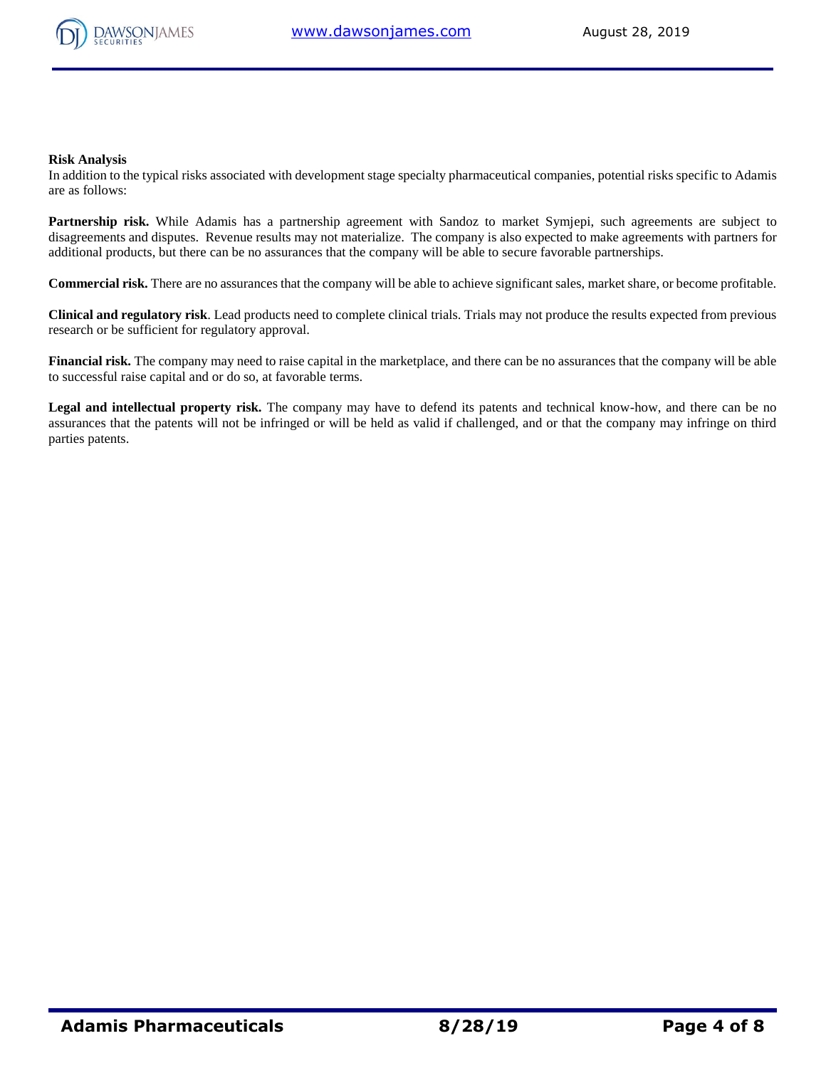**Risk Analysis**

In addition to the typical risks associated with development stage specialty pharmaceutical companies, potential risks specific to Adamis are as follows:

**Partnership risk.** While Adamis has a partnership agreement with Sandoz to market Symjepi, such agreements are subject to disagreements and disputes. Revenue results may not materialize. The company is also expected to make agreements with partners for additional products, but there can be no assurances that the company will be able to secure favorable partnerships.

**Commercial risk.** There are no assurances that the company will be able to achieve significant sales, market share, or become profitable.

**Clinical and regulatory risk**. Lead products need to complete clinical trials. Trials may not produce the results expected from previous research or be sufficient for regulatory approval.

**Financial risk.** The company may need to raise capital in the marketplace, and there can be no assurances that the company will be able to successful raise capital and or do so, at favorable terms.

**Legal and intellectual property risk.** The company may have to defend its patents and technical know-how, and there can be no assurances that the patents will not be infringed or will be held as valid if challenged, and or that the company may infringe on third parties patents.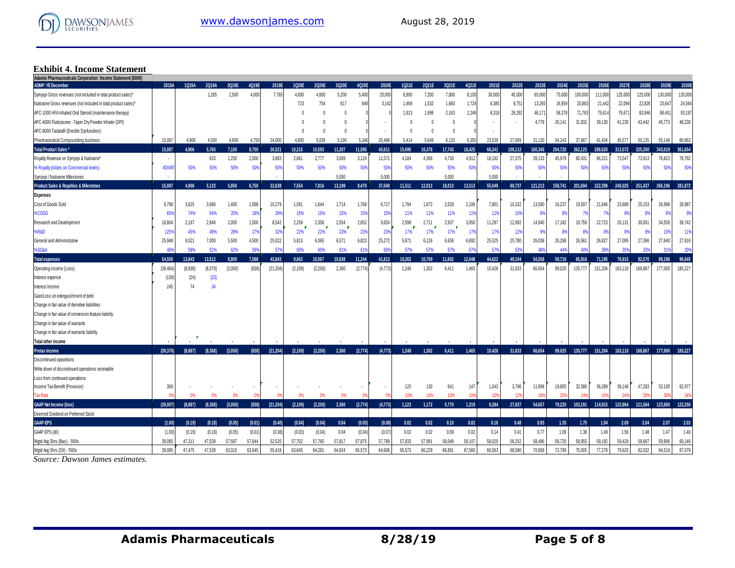## Exhibit 4. Income Statement

| Adamis Pharmaceuticals Corporation: Income Statement ($000) | | | | | | | | | | | | | | | | | | | | | | | | | | | | | | |
|---|---|---|---|---|---|---|---|---|---|---|---|---|---|---|---|---|---|---|---|---|---|---|---|---|---|---|---|---|---|---|
| ADMP: YE December | 2018A | 1Q19A | 2Q19A | 3Q19E | 4Q19E | 2019E | 1Q20E | 2Q20E | 3Q20E | 4Q20E | 2020E | 1Q21E | 2Q21E | 3Q21E | 4Q21E | 2021E | 2022E | 2023E | 2024E | 2025E | 2026E | 2027E | 2028E | 2029E | 2030E |
| Symjepi Gross revenues (not included in total product sales)* | | | 1,265 | 2,500 | 4,000 | 7,765 | 4,600 | 4,800 | 5,200 | 5,400 | 20,000 | 6,900 | 7,200 | 7,800 | 8,100 | 30,000 | 45,000 | 65,000 | 75,000 | 100,000 | 111,000 | 125,000 | 125,000 | 130,000 | 135,000 |
| Naloxone Gross revenues (not included in total product sales)* | | | | | | | 723 | 754 | 817 | 848 | 3,142 | 1,469 | 1,532 | 1,660 | 1,724 | 6,385 | 9,751 | 13,265 | 16,959 | 20,863 | 21,442 | 22,094 | 22,826 | 23,647 | 24,564 |
| APC-1000 HFA Inhaled Oral Steroid (maintenance therapy) | | | | | | | 0 | 0 | 0 | 0 | 0 | 1,913 | 1,996 | 2,163 | 2,246 | 8,318 | 26,292 | 46,171 | 58,378 | 71,763 | 75,614 | 79,671 | 83,946 | 88,451 | 93,197 |
| APC-4000 Fluticasone - Taper Dry Powder Inhaler (DPI) | | | | | | | 0 | 0 | 0 | 0 | - | 0 | 0 | 0 | 0 | - | - | 4,779 | 20,141 | 31,832 | 39,130 | 41,230 | 43,442 | 45,773 | 48,230 |
| APC-8000 Tadalafil (Erectile Dysfunction) | | | | | | | 0 | 0 | 0 | 0 | - | 0 | 0 | 0 | 0 | - | | | | | | | | | |
| Pharmaceutical Compounding business | 15,087 | 4,906 | 4,500 | 4,600 | 4,750 | 24,000 | 4,893 | 5,039 | 5,190 | 5,346 | 20,468 | 5,414 | 5,649 | 6,120 | 6,355 | 23,539 | 27,069 | 31,130 | 34,243 | 37,667 | 41,434 | 45,577 | 50,135 | 55,148 | 60,663 |
| **Total Product Sales*** | 15,087 | 4,906 | 5,765 | 7,100 | 8,750 | 26,521 | 10,215 | 10,593 | 11,207 | 11,595 | 43,611 | 15,695 | 16,378 | 17,743 | 18,425 | 68,241 | 108,112 | 160,345 | 204,720 | 262,125 | 288,620 | 313,572 | 325,350 | 343,019 | 361,654 |
| Royalty Revenue on Symjepi & Naloxone* | - | | 633 | 1,250 | 2,000 | 3,883 | 2,661 | 2,777 | 3,009 | 3,124 | 11,571 | 4,184 | 4,366 | 4,730 | 4,912 | 18,192 | 27,375 | 39,133 | 45,979 | 60,431 | 66,221 | 73,547 | 73,913 | 76,823 | 79,782 |
| % Royalty (slides on Commercial levels) | #DIV/0! | 50% | 50% | 50% | 50% | 50% | 50% | 50% | 50% | 50% | 50% | 50% | 50% | 50% | 50% | 50% | 50% | 50% | 50% | 50% | 50% | 50% | 50% | 50% | 50% |
| Symjepi / Naloxone Milestones | - | | | | | - | | | 5,000 | | 5,000 | | | 5,000 | | 5,000 | - | - | - | | | | | | |
| **Product Sales & Royalties & Milestones** | 15,087 | 4,906 | 5,133 | 5,850 | 6,750 | 22,638 | 7,554 | 7,816 | 13,199 | 8,470 | 37,040 | 11,511 | 12,012 | 18,013 | 13,513 | 55,049 | 80,737 | 121,213 | 158,741 | 201,694 | 222,399 | 240,025 | 251,437 | 266,196 | 281,872 |
| **Expenses** | | | | | | | | | | | | | | | | | | | | | | | | | |
| Cost of Goods Sold | 9,798 | 3,625 | 3,666 | 1,400 | 1,588 | 10,279 | 1,591 | 1,644 | 1,714 | 1,769 | 6,717 | 1,794 | 1,872 | 2,028 | 2,106 | 7,801 | 10,332 | 13,580 | 16,237 | 19,597 | 21,646 | 23,689 | 25,153 | 26,998 | 28,987 |
| %COGS | 65% | 74% | 64% | 20% | 18% | 39% | 16% | 16% | 15% | 15% | 15% | 11% | 11% | 11% | 11% | 11% | 10% | 8% | 8% | 7% | 7% | 8% | 8% | 8% | 8% |
| Research and Development | 18,804 | 2,197 | 2,846 | 2,000 | 1,500 | 8,542 | 2,259 | 2,358 | 2,554 | 2,652 | 9,824 | 2,598 | 2,711 | 2,937 | 3,050 | 11,297 | 12,992 | 14,940 | 17,182 | 19,759 | 22,723 | 26,131 | 30,051 | 34,558 | 39,742 |
| %R&D | 125% | 45% | 49% | 28% | 17% | 32% | 22% | 22% | 23% | 23% | 23% | 17% | 17% | 17% | 17% | 17% | 12% | 9% | 8% | 8% | 8% | 8% | 9% | 10% | 11% |
| General and Administrative | 25,948 | 8,021 | 7,000 | 5,500 | 4,500 | 25,022 | 5,813 | 6,065 | 6,571 | 6,823 | 25,272 | 5,871 | 6,126 | 6,636 | 6,892 | 25,525 | 25,780 | 26,038 | 26,298 | 26,561 | 26,827 | 27,095 | 27,366 | 27,640 | 27,916 |
| %SG&A | 48% | 58% | 52% | 62% | 59% | 57% | 60% | 60% | 61% | 61% | 60% | 57% | 57% | 57% | 57% | 57% | 53% | 48% | 44% | 40% | 38% | 35% | 33% | 31% | 29% |
| **Total expenses** | 54,550 | 13,843 | 13,512 | 8,900 | 7,588 | 43,843 | 9,663 | 10,067 | 10,838 | 11,244 | 41,813 | 10,263 | 10,709 | 11,602 | 12,048 | 44,622 | 49,104 | 54,558 | 59,716 | 65,916 | 71,195 | 76,915 | 82,570 | 89,196 | 96,645 |
| Operating income (Loss) | (39,464) | (8,938) | (8,379) | (3,050) | (838) | (21,204) | (2,109) | (2,250) | 2,360 | (2,774) | (4,773) | 1,248 | 1,302 | 6,411 | 1,465 | 10,426 | 31,633 | 66,654 | 99,025 | 135,777 | 151,204 | 163,110 | 168,867 | 177,000 | 185,227 |
| Interest expense | (158) | (24) | (23) | | | | | | | | | | | | | | | | | | | | | | |
| Interest Income | 245 | 74 | 34 | | | | | | | | | | | | | | | | | | | | | | |
| Gain/Loss on extinguishment of debt | | | | | | | | | | | | | | | | | | | | | | | | | |
| Change in fair value of derivative liabilities | | | | | | | | | | | | | | | | | | | | | | | | | |
| Change in fair value of conversion feature liability | | | | | | | | | | | | | | | | | | | | | | | | | |
| Change in fair value of warrants | | | | | | | | | | | | | | | | | | | | | | | | | |
| Change in fair value of warrants liability | | | | | | | | | | | | | | | | | | | | | | | | | |
| **Total other income** | - | - | - | - | - | - | - | - | - | - | - | - | - | - | - | - | - | - | - | - | - | - | - | - | - |
| **Pretax Income** | (39,376) | (8,887) | (8,368) | (3,050) | (838) | (21,204) | (2,109) | (2,250) | 2,360 | (2,774) | (4,773) | 1,248 | 1,302 | 6,411 | 1,465 | 10,426 | 31,633 | 66,654 | 99,025 | 135,777 | 151,204 | 163,110 | 168,867 | 177,000 | 185,227 |
| Discontinued opeartions | | | | | | | | | | | | | | | | | | | | | | | | | |
| Write down of discontinued operations receivable | | | | | | | | | | | | | | | | | | | | | | | | | |
| Loss from continued operations | | | | | | | | | | | | | | | | | | | | | | | | | |
| Income Tax Benefit (Provision) | 369 | - | - | - | - | - | - | - | - | - | - | 125 | 130 | 641 | 147 | 1,043 | 3,796 | 11,998 | 19,805 | 32,586 | 36,289 | 39,146 | 47,283 | 53,100 | 62,977 |
| Tax Rate | 0% | 0% | 0% | 0% | 0% | 0% | 0% | 0% | 0% | 0% | 0% | 10% | 10% | 10% | 10% | 10% | 12% | 18% | 20% | 24% | 24% | 24% | 28% | 30% | 34% |
| **GAAP Net Income (loss)** | (39,007) | (8,887) | (8,368) | (3,050) | (838) | (21,204) | (2,109) | (2,250) | 2,360 | (2,774) | (4,773) | 1,123 | 1,172 | 5,770 | 1,319 | 9,384 | 27,837 | 54,657 | 79,220 | 103,191 | 114,915 | 123,964 | 121,584 | 123,900 | 122,250 |
| Deemed Dividend on Preferred Stock | | | | | | | | | | | | | | | | | | | | | | | | | |
| **GAAP-EPS** | (1.00) | (0.19) | (0.18) | (0.05) | (0.01) | (0.40) | (0.04) | (0.04) | 0.04 | (0.05) | (0.08) | 0.02 | 0.02 | 0.10 | 0.02 | 0.16 | 0.48 | 0.93 | 1.35 | 1.75 | 1.94 | 2.09 | 2.04 | 2.07 | 2.03 |
| GAAP EPS (dil) | (1.00) | (0.19) | (0.18) | (0.05) | (0.01) | (0.38) | (0.03) | (0.04) | 0.04 | (0.04) | (0.07) | 0.02 | 0.02 | 0.09 | 0.02 | 0.14 | 0.41 | 0.77 | 1.09 | 1.38 | 1.49 | 1.56 | 1.48 | 1.47 | 1.40 |
| Wgtd Avg Shrs (Bas) - '000s | 39,085 | 47,311 | 47,539 | 57,587 | 57,644 | 52,520 | 57,702 | 57,760 | 57,817 | 57,875 | 57,789 | 57,933 | 57,991 | 58,049 | 58,107 | 58,020 | 58,252 | 58,486 | 58,720 | 58,955 | 59,192 | 59,429 | 59,667 | 59,906 | 60,146 |
| Wgtd Avg Shrs (Dil) - '000s | 39,085 | 47,475 | 47,539 | 63,015 | 63,645 | 55,418 | 63,645 | 64,281 | 64,924 | 65,573 | 64,606 | 65,573 | 66,229 | 66,891 | 67,560 | 66,563 | 68,580 | 70,658 | 72,799 | 75,005 | 77,278 | 79,620 | 82,032 | 84,518 | 87,079 |

*Source: Dawson James estimates.*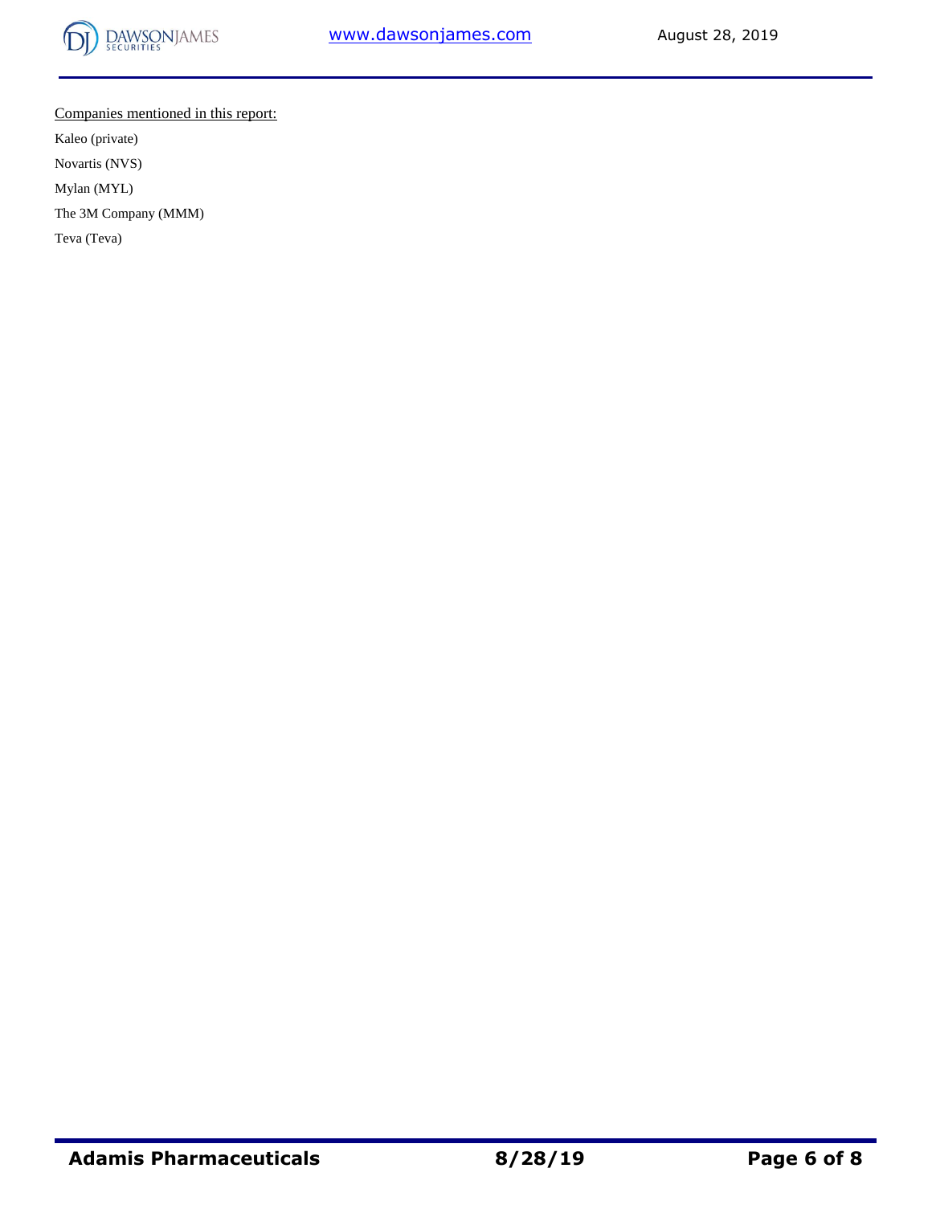Companies mentioned in this report:

Kaleo (private)

Novartis (NVS)

Mylan (MYL)

The 3M Company (MMM)

Teva (Teva)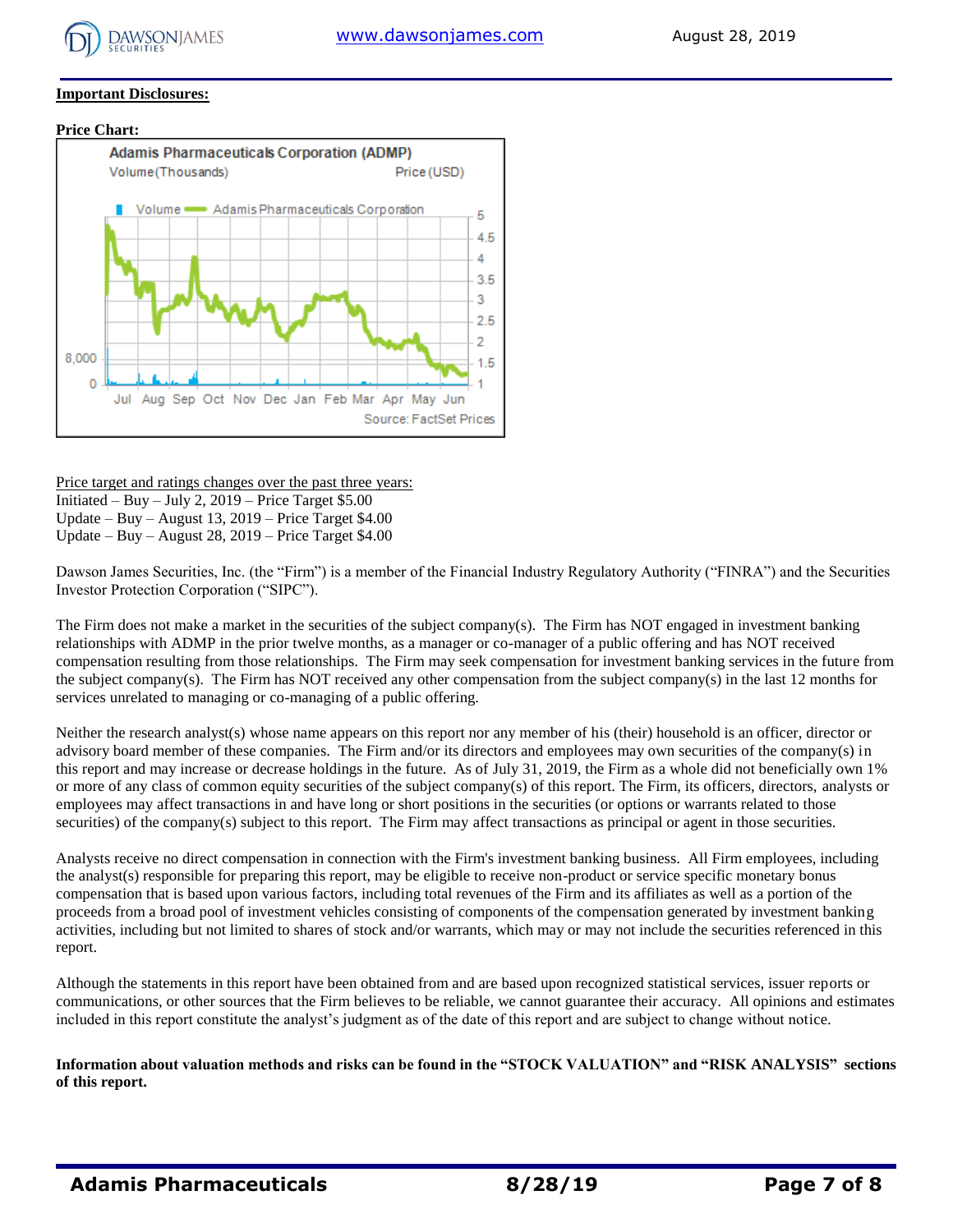**Important Disclosures:**

**Price Chart:**

Price target and ratings changes over the past three years:
Initiated – Buy – July 2, 2019 – Price Target $5.00
Update – Buy – August 13, 2019 – Price Target $4.00
Update – Buy – August 28, 2019 – Price Target $4.00

Dawson James Securities, Inc. (the "Firm") is a member of the Financial Industry Regulatory Authority ("FINRA") and the Securities Investor Protection Corporation ("SIPC").

The Firm does not make a market in the securities of the subject company(s). The Firm has NOT engaged in investment banking relationships with ADMP in the prior twelve months, as a manager or co-manager of a public offering and has NOT received compensation resulting from those relationships. The Firm may seek compensation for investment banking services in the future from the subject company(s). The Firm has NOT received any other compensation from the subject company(s) in the last 12 months for services unrelated to managing or co-managing of a public offering.

Neither the research analyst(s) whose name appears on this report nor any member of his (their) household is an officer, director or advisory board member of these companies. The Firm and/or its directors and employees may own securities of the company(s) in this report and may increase or decrease holdings in the future. As of July 31, 2019, the Firm as a whole did not beneficially own 1% or more of any class of common equity securities of the subject company(s) of this report. The Firm, its officers, directors, analysts or employees may affect transactions in and have long or short positions in the securities (or options or warrants related to those securities) of the company(s) subject to this report. The Firm may affect transactions as principal or agent in those securities.

Analysts receive no direct compensation in connection with the Firm's investment banking business. All Firm employees, including the analyst(s) responsible for preparing this report, may be eligible to receive non-product or service specific monetary bonus compensation that is based upon various factors, including total revenues of the Firm and its affiliates as well as a portion of the proceeds from a broad pool of investment vehicles consisting of components of the compensation generated by investment banking activities, including but not limited to shares of stock and/or warrants, which may or may not include the securities referenced in this report.

Although the statements in this report have been obtained from and are based upon recognized statistical services, issuer reports or communications, or other sources that the Firm believes to be reliable, we cannot guarantee their accuracy. All opinions and estimates included in this report constitute the analyst's judgment as of the date of this report and are subject to change without notice.

**Information about valuation methods and risks can be found in the "STOCK VALUATION" and "RISK ANALYSIS" sections of this report.**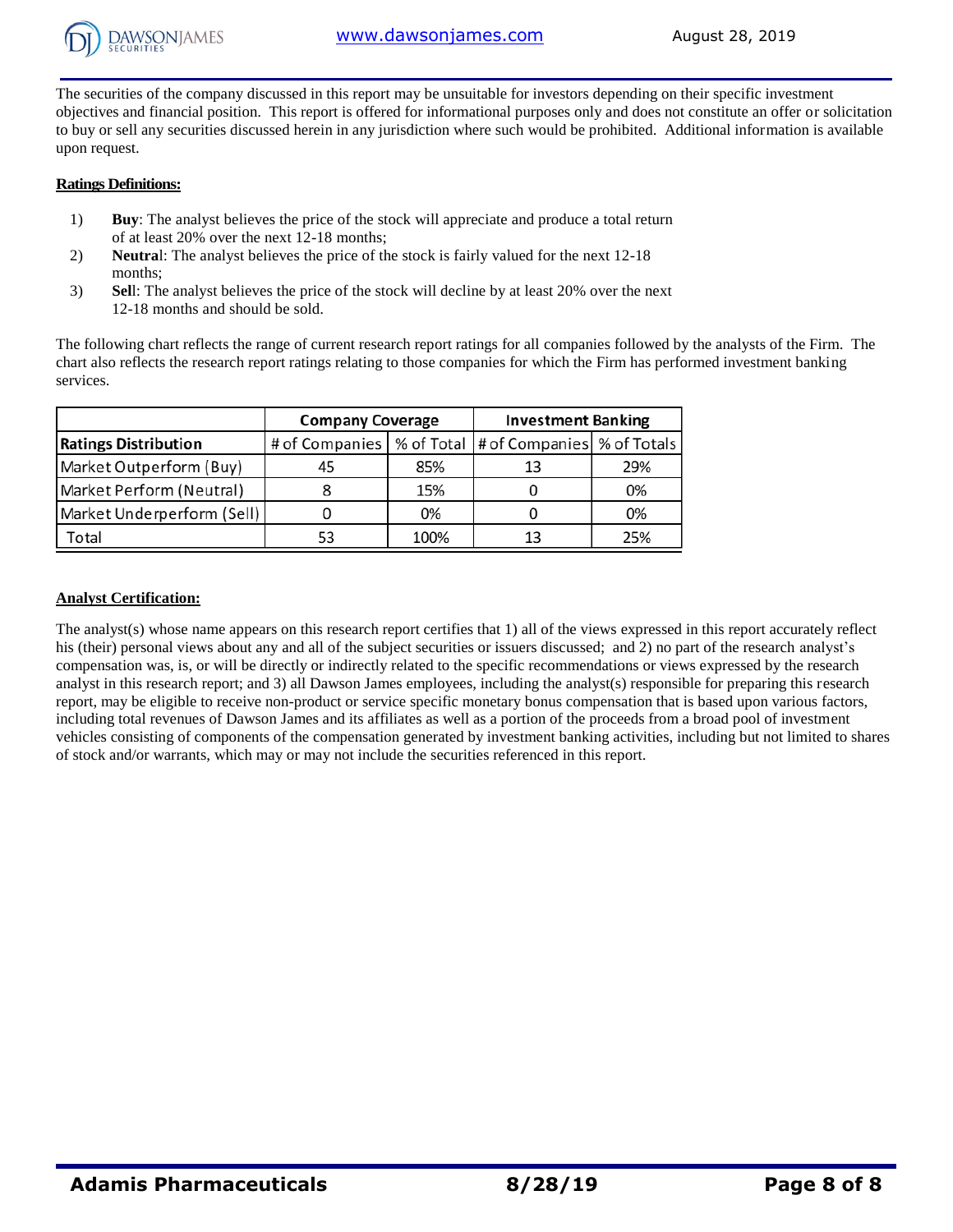The securities of the company discussed in this report may be unsuitable for investors depending on their specific investment objectives and financial position. This report is offered for informational purposes only and does not constitute an offer or solicitation to buy or sell any securities discussed herein in any jurisdiction where such would be prohibited. Additional information is available upon request.

**Ratings Definitions:**

1) **Buy**: The analyst believes the price of the stock will appreciate and produce a total return of at least 20% over the next 12-18 months;
2) **Neutral**: The analyst believes the price of the stock is fairly valued for the next 12-18 months;
3) **Sell**: The analyst believes the price of the stock will decline by at least 20% over the next 12-18 months and should be sold.

The following chart reflects the range of current research report ratings for all companies followed by the analysts of the Firm. The chart also reflects the research report ratings relating to those companies for which the Firm has performed investment banking services.

| | Company Coverage | | Investment Banking | |
|---|---|---|---|---|
| **Ratings Distribution** | # of Companies | % of Total | # of Companies | % of Totals |
| Market Outperform (Buy) | 45 | 85% | 13 | 29% |
| Market Perform (Neutral) | 8 | 15% | 0 | 0% |
| Market Underperform (Sell) | 0 | 0% | 0 | 0% |
| Total | 53 | 100% | 13 | 25% |

**Analyst Certification:**

The analyst(s) whose name appears on this research report certifies that 1) all of the views expressed in this report accurately reflect his (their) personal views about any and all of the subject securities or issuers discussed; and 2) no part of the research analyst's compensation was, is, or will be directly or indirectly related to the specific recommendations or views expressed by the research analyst in this research report; and 3) all Dawson James employees, including the analyst(s) responsible for preparing this research report, may be eligible to receive non-product or service specific monetary bonus compensation that is based upon various factors, including total revenues of Dawson James and its affiliates as well as a portion of the proceeds from a broad pool of investment vehicles consisting of components of the compensation generated by investment banking activities, including but not limited to shares of stock and/or warrants, which may or may not include the securities referenced in this report.